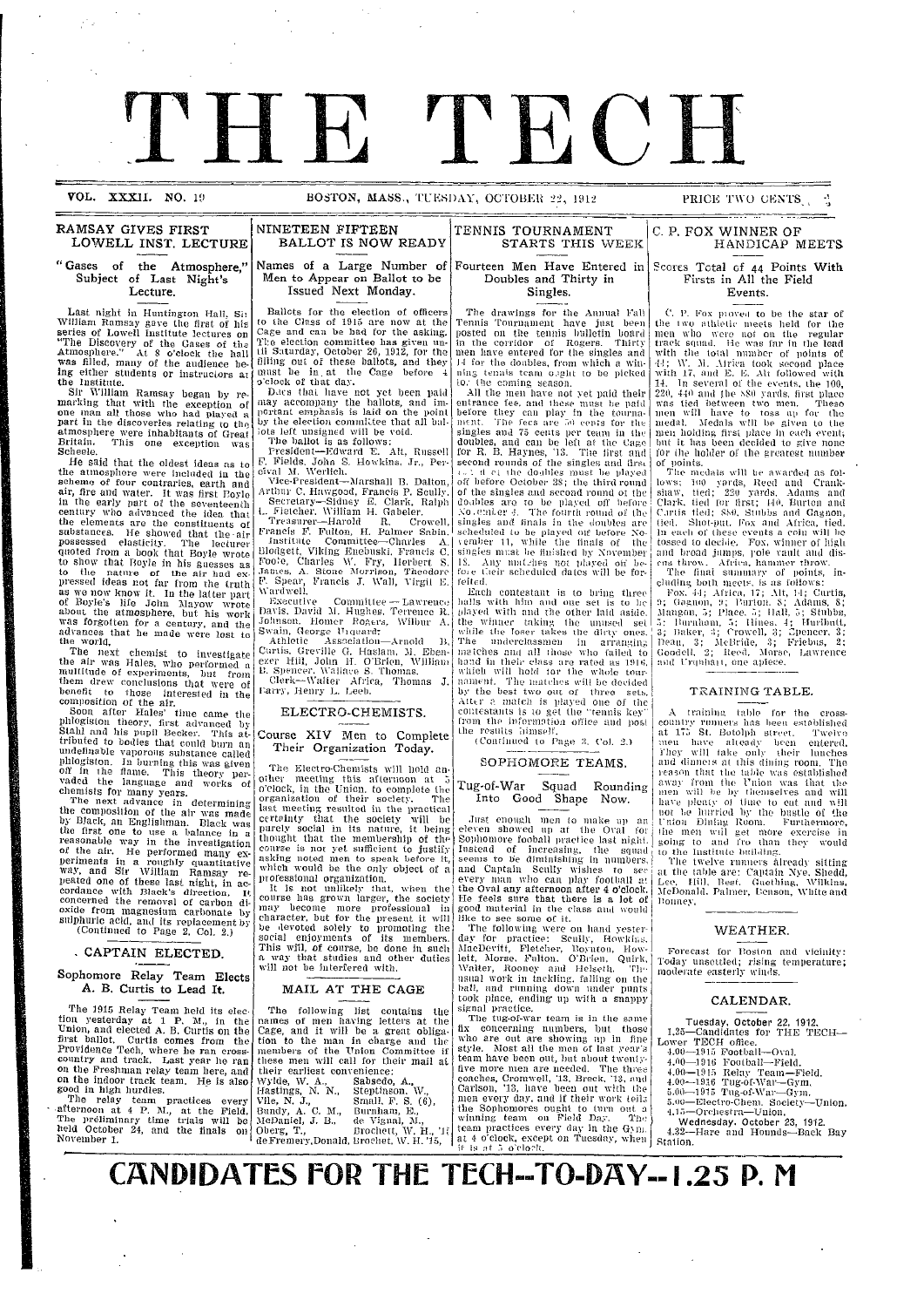# THE TECH

VOL. XXXII. NO. 19 BOSTON, MASS., TUESDAY, OCTOBER 22, 1912 PRICE TWO CENTS

## RAMSAY GIVES FIRST LOWELL INST. LECTURE

### "Gases of the Atmosphere," Subject of Last Night's Lecture.

Last night in Huntington Hall, Sir William Ramsay gave the first of his series of Lowell Institute lectures on "The Discovery of the Gases of the Atmosphere." At 8 o'clock the hall was filled, many of the audience being either students or instructors at the Institute.

Sir William Ramsay began by remarking that with the exception of one man all those who had played a part in the discoveries relating to the atmosphere were inhabitants of Great Britain. This one exception was Scheele.

He said that the oldest ideas as to the atmosphere were included in the scheme of four contraries, earth and air, fire and water. It was first Boyle in the early part of the seventeenth century who advanced the idea that the elements are the constituents of substances. He showed that the air possessed elasticity. The lecturer quoted from a book that Boyle wrote to show that Boyle in his guesses as to the nature of the air had expressed ideas not far from the truth as we now know it. In the latter part of Boyle's life John Mayow wrote about the atmosphere, but his work was forgotten for a century, and the advances that he made were lost to the world.

The next chemist to investigate the air was Hales, who performed a multitude of experiments, but from them drew conclusions that were of benefit to those interested in the composition of the air.

Soon after Hales' time came the phlogiston theory, first advanced by Stahl and his pupil Becker. This attributed to bodies that could burn an undefinable vaporous substance called phlogiston. In burning this was given off in the flame. This theory pervaded the language and works of chemists for many years.

The next advance in determining the composition of the air was made by Black, an Englishman. Black was the first one to use a balance in a reasonable way in the investigation of the air. He performed many experiments in a roughly quantitative way, and Sir William Ramsay repeated one of these last night, in accordance with Black's direction. It concerned the removal of carbon dioxide from magnesium carbonate by sulphuric acid, and its replacement by

(Continued to Page 2, Col. 2.)

## CAPTAIN ELECTED.

### Sophomore Relay Team Elects A. B. Curtis to Lead It.

The 1915 Relay Team held its election yesterday at 1 P. M., in the Union, and elected A. B. Curtis on the first ballot. Curtis comes from the Providence Tech, where he ran cross-country and track. Last year he ran on the Freshman relay team here, and on the indoor track team. He is also good in high hurdles.

The relay team practices every afternoon at 4 P. M., at the Field. The preliminary time trials will be held October 24, and the finals on November 1.

## NINETEEN FIFTEEN BALLOT IS NOW READY

### Names of a Large Number of Men to Appear on Ballot to be Issued Next Monday.

Ballots for the election of officers to the Class of 1915 are now at the Cage and can be had for the asking. The election committee has given until Saturday, October 26, 1912, for the filling out of these ballots, and they must be in at the Cage before 4 o'clock of that day.

Dues that have not yet been paid may accompany the ballots, and important emphasis is laid on the point by the election committee that all ballots left unsigned will be void.

The ballot is as follows:

President—Edward E. Alt, Russell F. Fields, John S. Howkins, Jr., Percival M. Werlich.

Vice-President—Marshall B. Dalton, Arthur C. Hawgood, Francis P. Scully.

Secretary—Sidney E. Clark, Ralph L. Fletcher, William H. Gabeler.

Treasurer—Harold R. Crowell, Francis F. Fulton, H. Palmer Sabin.

Institute Committee—Charles A. Blodgett, Viking Enebuski, Francis C. Foote, Charles W. Fry, Herbert S. James, A. Stone Morrison, Theodore F. Spear, Francis J. Wall, Virgil E. Wardwell.

Executive Committee—Lawrence Davis, David M. Hughes, Terrence R. Johnson, Homer Rogers, Wilbur A. Swain, George Urquhart.

Athletic Association—Arnold B. Curtis, Greville G. Haslam, M. Ebenezer Hill, John H. O'Brien, William B. Spencer, Wallace S. Thomas.

Clerk—Walter Africa, Thomas J. Farry, Henry L. Leeb.

## ELECTRO-CHEMISTS.

### Course XIV Men to Complete Their Organization Today.

The Electro-Chemists will hold another meeting this afternoon at 5 o'clock, in the Union, to complete the organization of their society. The last meeting resulted in the practical certainty that the society will be purely social in its nature, it being thought that the membership of the course is not yet sufficient to justify asking noted men to speak before it, which would be the only object of a professional organization.

It is not unlikely that, when the course has grown larger, the society may become more professional in character, but for the present it will be devoted solely to promoting the social enjoyments of its members. This will, of course, be done in such a way that studies and other duties will not be interfered with.

## MAIL AT THE CAGE

The following list contains the names of men having letters at the Cage, and it will be a great obligation to the man in charge and the members of the Union Committee if these men will call for their mail at their earliest convenience:

| | |
|---|---|
| Wylde, W. A., | Sabsedo, A., |
| Hastings, N. N., | Steptinson, W., |
| Vile, N. J., | Small, F. S. (6), |
| Bundy, A. C. M., | Burnham, E., |
| McDaniel, J. B., | de Vignal, M., |
| Oberg, T., | Brochett, W. H., '1? |
| deFremery, Donald, | Brochet, W. H. '15, |

## TENNIS TOURNAMENT STARTS THIS WEEK

### Fourteen Men Have Entered in Doubles and Thirty in Singles.

The drawings for the Annual Fall Tennis Tournament have just been posted on the tennis bulletin board in the corridor of Rogers. Thirty men have entered for the singles and 14 for the doubles, from which a winning tennis team ought to be picked for the coming season.

All the men have not yet paid their entrance fee, and these must be paid before they can play in the tournament. The fees are 50 cents for the singles and 75 cents per team in the doubles, and can be left at the Cage for R. B. Haynes, '13. The first and second rounds of the singles and first round of the doubles must be played off before October 28; the third round of the singles and second round of the doubles are to be played off before November 4. The fourth round of the singles and finals in the doubles are scheduled to be played off before November 11, while the finals of the singles must be finished by November 18. Any matches not played off before their scheduled dates will be forfeited.

Each contestant is to bring three balls with him and one set is to be played with and the other laid aside, the winner taking the unused set while the loser takes the dirty ones. The underclassmen in arranging matches and all those who failed to hand in their class are rated as 1916, which will hold for the whole tournament. The matches will be decided by the best two out of three sets. After a match is played one of the contestants is to get the "tennis key" from the information office and post the results himself.

(Continued to Page 3, Col. 2.)

## SOPHOMORE TEAMS.

### Tug-of-War Squad Rounding Into Good Shape Now.

Just enough men to make up an eleven showed up at the Oval for Sophomore football practice last night. Instead of increasing, the squad seems to be diminishing in numbers, and Captain Scully wishes to see every man who can play football at the Oval any afternoon after 4 o'clock. He feels sure that there is a lot of good material in the class and would like to see some of it.

The following were on hand yesterday for practice: Scully, Howkins, MacDevitt, Fletcher, Boynton, Howlett, Morse, Fulton, O'Brien, Quirk, Walter, Rooney and Helseth. The usual work in tackling, falling on the ball, and running down under punts took place, ending up with a snappy signal practice.

The tug-of-war team is in the same fix concerning numbers, but those who are out are showing up in fine style. Most all the men of last year's team have been out, but about twenty-five more men are needed. The three coaches, Cromwell, '13, Breck, '13, and Carlson, '13, have been out with the men every day, and if their work tells the Sophomores ought to turn out a winning team on Field Day. The team practices every day in the Gym. at 4 o'clock, except on Tuesday, when it is at 5 o'clock.

## C. P. FOX WINNER OF HANDICAP MEETS

### Scores Total of 44 Points With Firsts in All the Field Events.

C. P. Fox proved to be the star of the two athletic meets held for the men who were not on the regular track squad. He was far in the lead with the total number of points of 44; W. M. Africa took second place with 17, and E. E. Alt followed with 14. In several of the events, the 100, 220, 440 and the 880 yards, first place was tied between two men. These men will have to toss up for the medal. Medals will be given to the men holding first place in each event; but it has been decided to give none for the holder of the greatest number of points.

The medals will be awarded as follows: 100 yards, Reed and Crankshaw, tied; 220 yards, Adams and Clark, tied for first; 440, Burton and Curtis tied; 880, Stubbs and Gagnon, tied. Shot-put, Fox and Africa, tied. In each of these events a coin will be tossed to decide. Fox, winner of high and broad jumps, pole vault and discus throw. Africa, hammer throw.

The final summary of points, including both meets, is as follows:

Fox, 44; Africa, 17; Alt, 14; Curtis, 9; Gagnon, 9; Burton, 8; Adams, 8; Mangon, 5; Place, 5; Hall, 5; Stubbs, 5; Burnham, 5; Hines, 4; Hurlbutt, 3; Baker, 3; Crowell, 3; Spencer, 3; Dean, 3; McBride, 3; Friebus, 2; Goodell, 2; Reed, Morse, Lawrence and Urquhart, one apiece.

## TRAINING TABLE.

A training table for the cross-country runners has been established at 175 St. Botolph street. Twelve men have already been entered. They will take only their lunches and dinners at this dining room. The reason that the table was established away from the Union was that the men will be by themselves and will have plenty of time to eat and will not be hurried by the bustle of the Union Dining Room. Furthermore, the men will get more exercise in going to and fro than they would to the Institute building.

The twelve runners already sitting at the table are: Captain Nye, Shedd, Lee, Hill, Beef, Guething, Wilkins, McDonald, Palmer, Benson, White and Bonney.

## WEATHER.

Forecast for Boston and vicinity: Today unsettled; rising temperature; moderate easterly winds.

## CALENDAR.

Tuesday, October 22, 1912.

1.25—Candidates for THE TECH—Lower TECH office.
4.00—1915 Football—Oval.
4.00—1916 Football—Field.
4.00—1915 Relay Team—Field.
4.00—1916 Tug-of-War—Gym.
5.00—1915 Tug-of-War—Gym.
5.00—Electro-Chem. Society—Union.
4.15—Orchestra—Union.

Wednesday, October 23, 1912.

4.32—Hare and Hounds—Back Bay Station.

# CANDIDATES FOR THE TECH--TO-DAY--1.25 P. M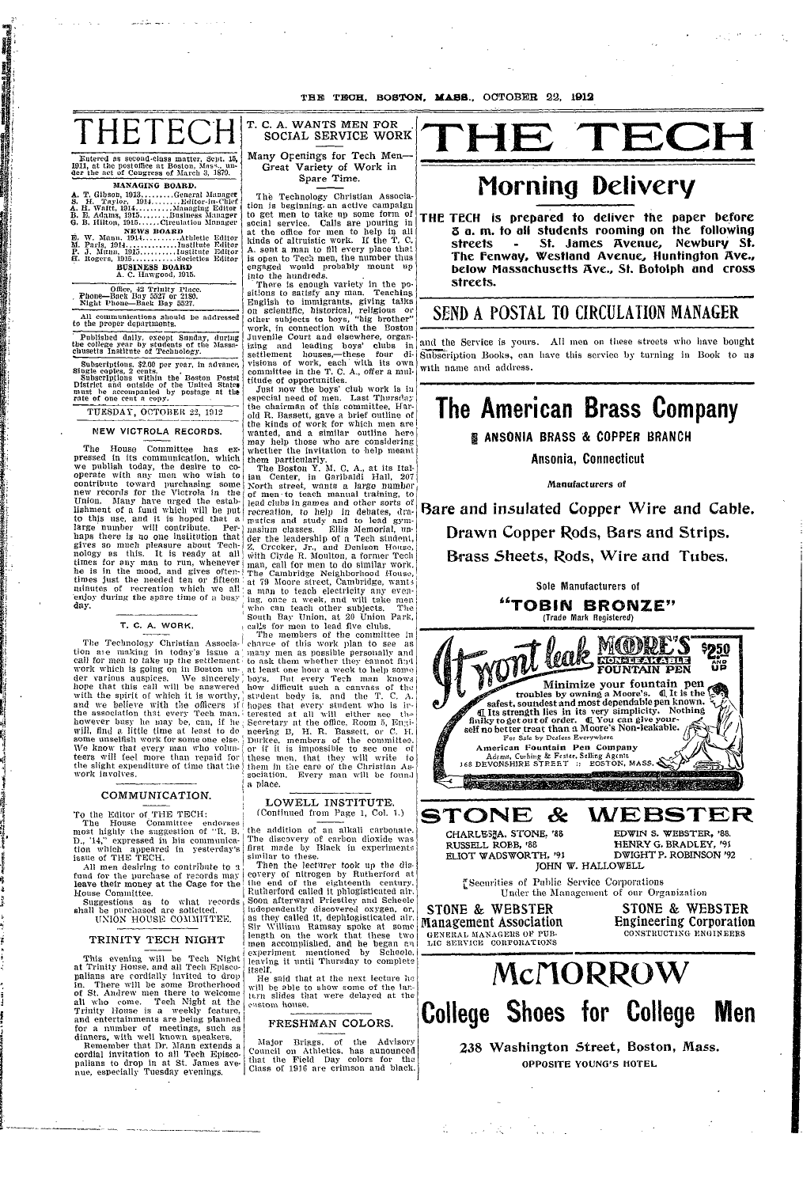# THE TECH

Entered as second-class matter, Sept. 15, 1911, at the postoffice at Boston, Mass., under the act of Congress of March 3, 1879.

**MANAGING BOARD.**

A. T. Gibson, 1913.........General Manager
S. H. Taylor, 1914.........Editor-in-Chief
A. H. Waitt, 1914.........Managing Editor
B. E. Adams, 1915.........Business Manager
G. B. Hilton, 1915......Circulation Manager

**NEWS BOARD**

E. W. Mann, 1914..........Athletic Editor
M. Paris, 1914.............Institute Editor
P. J. Munn, 1915..........Institute Editor
H. Rogers, 1915............Societies Editor

**BUSINESS BOARD**

A. C. Hawgood, 1915.

Office, 42 Trinity Place.
Phone—Back Bay 5527 or 2180.
Night Phone—Back Bay 5527.

All communications should be addressed to the proper departments.

Published daily, except Sunday, during the college year by students of the Massachusetts Institute of Technology.

Subscriptions, $2.00 per year, in advance. Single copies, 2 cents.
Subscriptions within the Boston Postal District and outside of the United States must be accompanied by postage at the rate of one cent a copy.

TUESDAY, OCTOBER 22, 1912

## NEW VICTROLA RECORDS.

The House Committee has expressed in its communication, which we publish today, the desire to cooperate with any men who wish to contribute toward purchasing some new records for the Victrola in the Union. Many have urged the establishment of a fund which will be put to this use, and it is hoped that a large number will contribute. Perhaps there is no one institution that gives so much pleasure about Technology as this. It is ready at all times for any man to run, whenever he is in the mood, and gives oftentimes just the needed ten or fifteen minutes of recreation which we all enjoy during the spare time of a busy day.

## T. C. A. WORK.

The Technology Christian Association are making in today's issue a call for men to take up the settlement work which is going on in Boston under various auspices. We sincerely hope that this call will be answered with the spirit of which it is worthy, and we believe with the officers of the association that every Tech man, however busy he may be, can, if he will, find a little time at least to do some unselfish work for some one else. We know that every man who volunteers will feel more than repaid for the slight expenditure of time that the work involves.

## COMMUNICATION.

To the Editor of THE TECH:

The House Committee endorses most highly the suggestion of "R. B. D., '14," expressed in his communication which appeared in yesterday's issue of THE TECH.

All men desiring to contribute to a fund for the purchase of records may leave their money at the Cage for the House Committee.

Suggestions as to what records shall be purchased are solicited.

UNION HOUSE COMMITTEE.

## TRINITY TECH NIGHT

This evening will be Tech Night at Trinity House, and all Tech Episcopalians are cordially invited to drop in. There will be some Brotherhood of St. Andrew men there to welcome all who come. Tech Night at the Trinity House is a weekly feature, and entertainments are being planned for a number of meetings, such as dinners, with well known speakers.

Remember that Dr. Mann extends a cordial invitation to all Tech Episcopalians to drop in at St. James avenue, especially Tuesday evenings.

## T. C. A. WANTS MEN FOR SOCIAL SERVICE WORK

### Many Openings for Tech Men—Great Variety of Work in Spare Time.

The Technology Christian Association is beginning an active campaign to get men to take up some form of social service. Calls are pouring in at the office for men to help in all kinds of altruistic work. If the T. C. A. sent a man to fill every place that is open to Tech men, the number thus engaged would probably mount up into the hundreds.

There is enough variety in the positions to satisfy any man. Teaching English to immigrants, giving talks on scientific, historical, religious or other subjects to boys, "big brother" work, in connection with the Boston Juvenile Court and elsewhere, organizing and leading boys' clubs in settlement houses,—these four divisions of work, each with its own committee in the T. C. A., offer a multitude of opportunities.

Just now the boys' club work is in especial need of men. Last Thursday the chairman of this committee, Harold R. Bassett, gave a brief outline of the kinds of work for which men are wanted, and a similar outline here may help those who are considering whether the invitation to help meant them particularly.

The Boston Y. M. C. A., at its Italian Center, in Garibaldi Hall, 207 North street, wants a large number of men to teach manual training, to lead clubs in games and other sorts of recreation, to help in debates, dramatics and study and to lead gymnasium classes. Ellis Memorial, under the leadership of a Tech student, Z. Crocker, Jr., and Denison House, with Clyde R. Moulton, a former Tech man, call for men to do similar work. The Cambridge Neighborhood House, at 79 Moore street, Cambridge, wants a man to teach electricity any evening, once a week, and will take men who can teach other subjects. The South Bay Union, at 20 Union Park, calls for men to lead five clubs.

The members of the committee in charge of this work plan to see as many men as possible personally and to ask them whether they cannot find at least one hour a week to help some boys. But every Tech man knows how difficult such a canvass of the student body is, and the T. C. A. hopes that every student who is interested at all will either see the Secretary at the office, Room 5, Engineering B, H. R. Bassett, or C. H. Durkee, members of the committee, or if it is impossible to see one of these men, that they will write to them in the care of the Christian Association. Every man will be found a place.

## LOWELL INSTITUTE.

(Continued from Page 1, Col. 1.)

the addition of an alkali carbonate. The discovery of carbon dioxide was first made by Black in experiments similar to these.

Then the lecturer took up the discovery of nitrogen by Rutherford at the end of the eighteenth century. Rutherford called it phlogisticated air. Soon afterward Priestley and Scheele independently discovered oxygen, or, as they called it, dephlogisticated air. Sir William Ramsay spoke at some length on the work that these two men accomplished, and he began an experiment mentioned by Scheele, leaving it until Thursday to complete itself.

He said that at the next lecture he will be able to show some of the lantern slides that were delayed at the custom house.

## FRESHMAN COLORS.

Major Briggs, of the Advisory Council on Athletics, has announced that the Field Day colors for the Class of 1916 are crimson and black.

# THE TECH

## Morning Delivery

**THE TECH is prepared to deliver the paper before 8 a. m. to all students rooming on the following streets - St. James Avenue, Newbury St. The Fenway, Westland Avenue, Huntington Ave., below Massachusetts Ave., St. Botolph and cross streets.**

## SEND A POSTAL TO CIRCULATION MANAGER

and the Service is yours. All men on these streets who have bought Subscription Books, can have this service by turning in Book to us with name and address.

# The American Brass Company

**ANSONIA BRASS & COPPER BRANCH**

Ansonia, Connecticut

*Manufacturers of*

**Bare and insulated Copper Wire and Cable.**

**Drawn Copper Rods, Bars and Strips.**

**Brass Sheets, Rods, Wire and Tubes.**

Sole Manufacturers of

**"TOBIN BRONZE"**

(Trade Mark Registered)

It won't leak MOORE'S NON-LEAKABLE FOUNTAIN PEN $2.50 AND UP

Minimize your fountain pen troubles by owning a Moore's. It is the safest, soundest and most dependable pen known. Its strength lies in its very simplicity. Nothing finiky to get out of order. You can give yourself no better treat than a Moore's Non-leakable.

For Sale by Dealers Everywhere

American Fountain Pen Company
Adams, Cushing & Foster, Selling Agents
168 DEVONSHIRE STREET :: BOSTON, MASS.

# STONE & WEBSTER

CHARLES A. STONE, '88 — EDWIN S. WEBSTER, '88.
RUSSELL ROBB, '88 — HENRY G. BRADLEY, '91
ELIOT WADSWORTH, '91 — DWIGHT P. ROBINSON '92
JOHN W. HALLOWELL

Securities of Public Service Corporations
Under the Management of our Organization

**STONE & WEBSTER Management Association**
GENERAL MANAGERS OF PUBLIC SERVICE CORPORATIONS

**STONE & WEBSTER Engineering Corporation**
CONSTRUCTING ENGINEERS

# McMORROW

## College Shoes for College Men

238 Washington Street, Boston, Mass.

OPPOSITE YOUNG'S HOTEL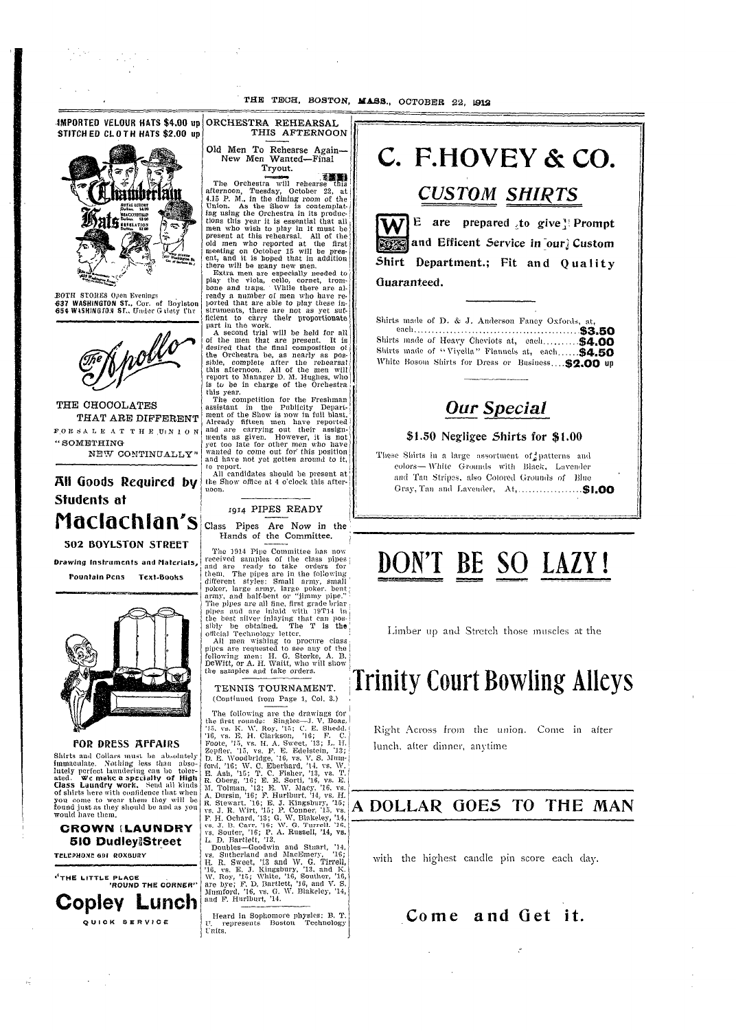IMPORTED VELOUR HATS $4.00 up
STITCHED CLOTH HATS $2.00 up

BOTH STORES Open Evenings
637 WASHINGTON ST., Cor. of Boylston
654 WASHINGTON ST., Under Gaiety Thr

THE CHOCOLATES
THAT ARE DIFFERENT
FOR SALE AT THE UNION
"SOMETHING
NEW CONTINUALLY"

## All Goods Required by Students at

# Maclachlan's

### 502 BOYLSTON STREET

Drawing Instruments and Materials,
Fountain Pens Text-Books

### FOR DRESS AFFAIRS

Shirts and Collars must be absolutely immaculate. Nothing less than absolutely perfect laundering can be tolerated. We make a specialty of High Class Laundry work. Send all kinds of shirts here with confidence that when you come to wear them they will be found just as they should be and as you would have them.

### CROWN LAUNDRY
### 510 Dudley Street

TELEPHONE 691 ROXBURY

"THE LITTLE PLACE
'ROUND THE CORNER"

# Copley Lunch

QUICK SERVICE

## ORCHESTRA REHEARSAL THIS AFTERNOON

### Old Men To Rehearse Again—New Men Wanted—Final Tryout.

The Orchestra will rehearse this afternoon, Tuesday, October 22, at 4.15 P. M., in the dining room of the Union. As the Show is contemplating using the Orchestra in its productions this year it is essential that all men who wish to play in it must be present at this rehearsal. All of the old men who reported at the first meeting on October 15 will be present, and it is hoped that in addition there will be many new men.

Extra men are especially needed to play the viola, cello, cornet, trombone and traps. While there are already a number of men who have reported that are able to play these instruments, there are not as yet sufficient to carry their proportionate part in the work.

A second trial will be held for all of the men that are present. It is desired that the final composition of the Orchestra be, as nearly as possible, complete after the rehearsal this afternoon. All of the men will report to Manager D. M. Hughes, who is to be in charge of the Orchestra this year.

The competition for the Freshman assistant in the Publicity Department of the Show is now in full blast. Already fifteen men have reported and are carrying out their assignments as given. However, it is not yet too late for other men who have wanted to come out for this position and have not yet gotten around to it, to report.

All candidates should be present at the Show office at 4 o'clock this afternoon.

## 1914 PIPES READY

### Class Pipes Are Now in the Hands of the Committee.

The 1914 Pipe Committee has now received samples of the class pipes and are ready to take orders for them. The pipes are in the following different styles: Small army, small poker, large army, large poker, bent army, and half-bent or "Jimmy pipe." The pipes are all fine, first grade briar pipes and are inlaid with 19T14 in the best silver inlaying that can possibly be obtained. The T is the official Technology letter.

All men wishing to procure class pipes are requested to see any of the following men: H. G. Storke, A. B. DeWitt, or A. H. Waitt, who will show the samples and take orders.

## TENNIS TOURNAMENT.

(Continued from Page 1, Col. 3.)

The following are the drawings for the first rounds: Singles—J. V. Boaz, '15, vs. K. W. Roy, '15; C. E. Shedd, '16, vs. E. H. Clarkson, '16; F. C. Foote, '15, vs. H. A. Sweet, '13; L. H. Zepfler, '15, vs. F. E. Edelstein, '13; D. E. Woodbridge, '16, vs. V. S. Mumford, '16; W. C. Eberhard, '14, vs. W. E. Ash, '15; T. C. Fisher, '13, vs. T. R. Oberg, '16; E. E. Sorti, '16, vs. E. M. Tolman, '12; E. W. Macy, '16, vs. A. Dursin, '16; F. Hurlburt, '14, vs. H. R. Stewart, '16; E. J. Kingsbury, '15; vs. J. R. Wirt, '15; P. Conner, '15, vs. F. H. Ochard, '13; G. W. Blakeley, '14, vs. J. B. Carr, '16; W. G. Turrell, '16, vs. Souter, '16; P. A. Russell, '14, vs. L. D. Bartlett, '13.

Doubles—Goodwin and Stuart, '14, vs. Sutherland and MacEmery, '16; H. R. Sweet, '13 and W. G. Tirrell, '16, vs. E. J. Kingsbury, '13, and K. W. Roy, '15; White, '16, Souther, '16, are bye; F. D. Bartlett, '16, and V. S. Mumford, '16, vs. G. W. Blakeley, '14, and F. Hurlburt, '14.

Heard in Sophomore physics: B. T. U. represents Boston Technology Units.

# C. F. HOVEY & CO.

## CUSTOM SHIRTS

We are prepared to give Prompt and Efficent Service in our Custom Shirt Department.; Fit and Quality Guaranteed.

Shirts made of D. & J. Anderson Fancy Oxfords, at, each .......... **$3.50**
Shirts made of Heavy Cheviots at, each .......... **$4.00**
Shirts made of "Viyella" Flannels at, each .......... **$4.50**
White Bosom Shirts for Dress or Business .... **$2.00 up**

## Our Special

### $1.50 Negligee Shirts for $1.00

These Shirts in a large assortment of patterns and colors—White Grounds with Black, Lavender and Tan Stripes, also Colored Grounds of Blue Gray, Tan and Lavender, At, .......... **$1.00**

# DON'T BE SO LAZY!

Limber up and Stretch those muscles at the

# Trinity Court Bowling Alleys

Right Across from the union. Come in after lunch, after dinner, anytime

## A DOLLAR GOES TO THE MAN

with the highest candle pin score each day.

## Come and Get it.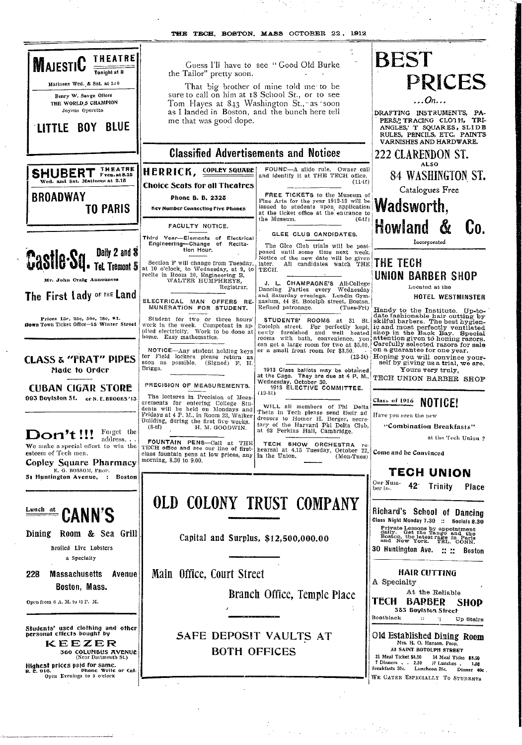**MAJESTIC THEATRE**
Tonight at 8

Matinees Wed. & Sat. at 2.10

Henry W. Savage Offers
THE WORLD'S CHAMPION
Joyous Operetta

**LITTLE BOY BLUE**

---

**SHUBERT THEATRE**
Even. at 8.15
Wed. and Sat. Matinees at 2.15

**BROADWAY TO PARIS**

---

**Castle-Sq.** Daily 2 and 8
Tel. Tremont 5

Mr. John Craig Announces

**The First Lady OF THE Land**

Prices 15c, 25c, 50c, 75c, $1.
Down Town Ticket Office—15 Winter Street

---

**CLASS & "FRAT" PIPES**
Made to Order

**CUBAN CIGAR STORE**
993 Boylston St. or N. E. BROOKS '13

---

**Don't!!!** Forget the address. . .
We make a special effort to win the esteem of Tech men.

**Copley Square Pharmacy**
E. G. BOSSOM, Prop.
51 Huntington Avenue, : Boston

---

Lunch at **CANN'S**

**Dining Room & Sea Grill**

Broiled Live Lobsters
a Specialty

**228 Massachusetts Avenue**
**Boston, Mass.**

Open from 6 A. M. to 12 P. M.

---

**Students' used clothing and other personal effects bought by**

**KEEZER**
360 COLUMBUS AVENUE
(Near Dartmouth St.)

**Highest prices paid for same.**
R. E. 916. Phone Write or Call
Open Evenings to 9 o'clock

---

Guess I'll have to see "Good Old Burke the Tailor" pretty soon.

That big brother of mine told me to be sure to call on him at 18 School St., or to see Tom Hayes at 843 Washington St., as soon as I landed in Boston, and the bunch here tell me that was good dope.

## Classified Advertisements and Notices

**HERRICK,** COPLEY SQUARE

**Choice Seats for all Theatres**

Phone B. B. 2328

Key Number Connecting Five Phones

---

FACULTY NOTICE.

Third Year—Elements of Electrical Engineering—Change of Recitation Hour.

Section F will change from Tuesday, at 10 o'clock, to Wednesday, at 9, to recite in Room 20, Engineering B.

WALTER HUMPHREYS,
Registrar.

---

ELECTRICAL MAN OFFERS REMUNERATION FOR STUDENT.

Student for two or three hours' work in the week. Competent in applied electricity. Work to be done at home. Easy mathematics.

---

NOTICE—Any student holding keys for Field lockers please return as soon as possible. (Signed) F. H. Briggs.

---

PRECISION OF MEASUREMENTS.

The lectures in Precision of Measurements for entering College Students will be held on Mondays and Fridays at 4 P. M., in Room 23, Walker Building, during the first five weeks. (8-tf) H. M. GOODWIN.

---

FOUNTAIN PENS—Call at THE TECH office and see our line of first-class fountain pens at low prices, any morning, 8.30 to 9.00.

---

FOUND—A slide rule. Owner call and identify it at THE TECH office. (11-tf)

---

FREE TICKETS to the Museum of Fine Arts for the year 1912-13 will be issued to students upon application at the ticket office at the entrance to the Museum. (6-tf)

---

GLEE CLUB CANDIDATES.

The Glee Club trials will be postponed until some time next week. Notice of the new date will be given later. All candidates watch THE TECH.

---

J. L. CHAMPAGNE'S All-College Dancing Parties every Wednesday and Saturday evenings. Lundin Gymnasium, 44 St. Botolph street, Boston. Refined patronage. (Tues-Fri)

---

STUDENTS' ROOMS at 31 St. Botolph street. For perfectly kept, newly furnished and well heated rooms with bath, convenience, you can get a large room for two at $5.00, or a small front room for $3.50. (13-3t)

---

1913 Class ballots may be obtained at the Cage. They are due at 4 P. M., Wednesday, October 30.
1913 ELECTIVE COMMITTEE.
(13-3t)

---

WILL all members of Phi Delta Theta in Tech please send their addresses to Homer H. Berger, secretary of the Harvard Phi Delta Club, at 62 Perkins Hall, Cambridge.

---

TECH SHOW ORCHESTRA rehearsal at 4.15 Tuesday, October 22, in the Union. (Mon-Tues)

---

# OLD COLONY TRUST COMPANY

Capital and Surplus, $12,500,000.00

**Main Office, Court Street**

**Branch Office, Temple Place**

SAFE DEPOSIT VAULTS AT BOTH OFFICES

---

# BEST PRICES

*...On...*

DRAFTING INSTRUMENTS, PAPERS, TRACING CLOTH, TRIANGLES, T SQUARES, SLIDE RULES, PENCILS, ETC. PAINTS VARNISHES AND HARDWARE.

**222 CLARENDON ST.**
ALSO
**84 WASHINGTON ST.**

Catalogues Free

**Wadsworth, Howland & Co.**
Incorporated

---

**THE TECH UNION BARBER SHOP**

Located at the
**HOTEL WESTMINSTER**

Handy to the Institute. Up-to-date fashionable hair cutting by skilful barbers. The best hygienic and most perfectly ventilated shop in the Back Bay. Special attention given to honing razors. Carefully selected razors for sale on a guarantee for one year.
Hoping you will convince yourself by giving us a trial, we are.
Yours very truly,
TECH UNION BARBER SHOP

---

Class of 1916 **NOTICE!**

Have you seen the new

**"Combination Breakfasts"**

at the Tech Union ?

Come and be Convinced

**TECH UNION**

Our Number is **42 Trinity Place**

---

**Richard's School of Dancing**
Class Night Monday 7.30 :: Socials 8.30

Private Lessons by appointment daily. Get the Tango and the Boston, the latest rage in Paris and New York. TEL. CONN.

**30 Huntington Ave. :: :: Boston**

---

**HAIR CUTTING**
A Specialty
At the Reliable
**TECH BARBER SHOP**
585 Boylston Street
Bootblack :: Up Stairs

---

**Old Established Dining Room**
Mrs. H. O. Hanson, Prop.
33 SAINT BOTOLPH STREET

21 Meal Ticket $4.50 14 Meal Ticket $3.50
7 Dinners . . 2.50 7 Lunches . 1.50
Breakfasts 30c. Luncheon 25c. Dinner 40c.

WE CATER ESPECIALLY TO STUDENTS